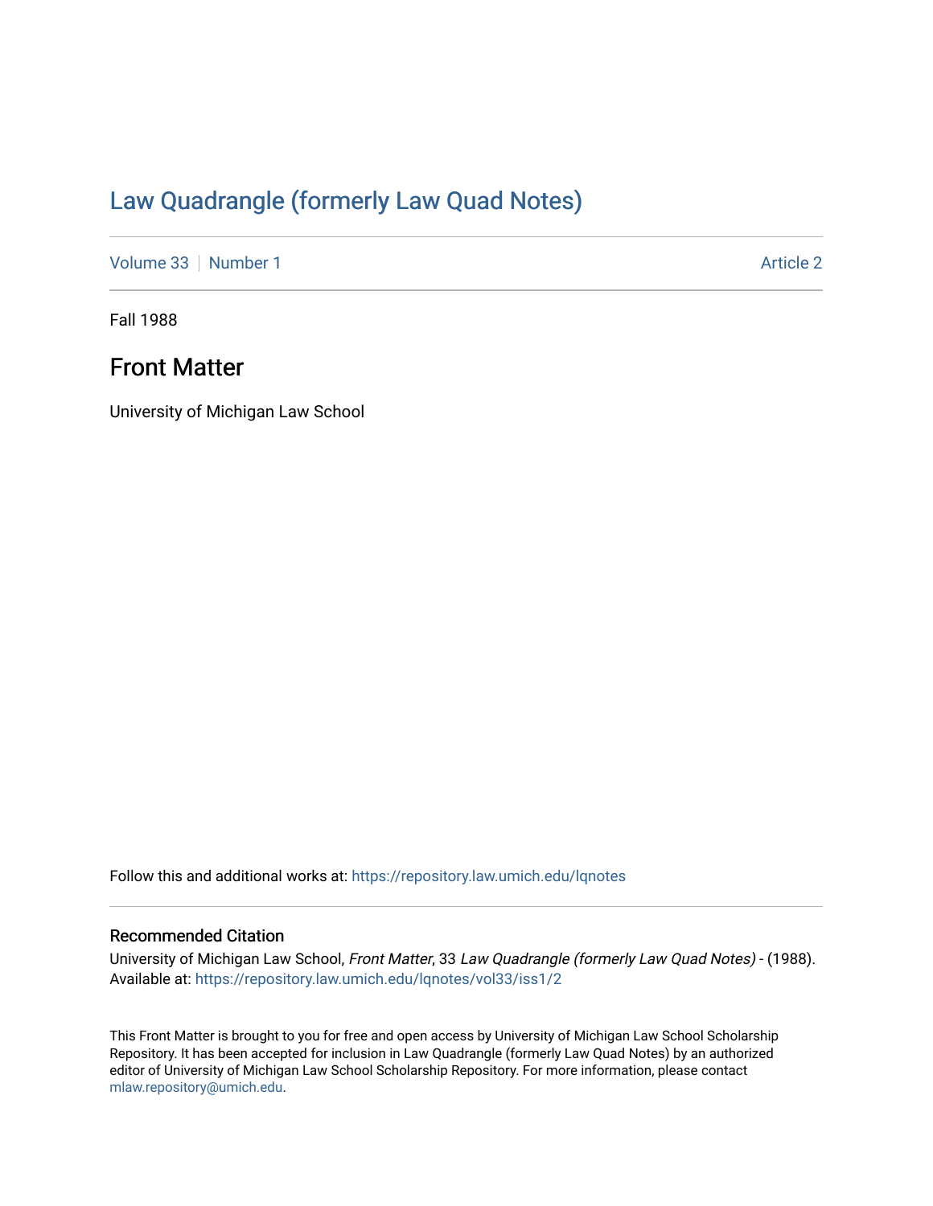# Law Quadrangle (formerly Law Quad Notes)

Volume 33 | Number 1 Article 2

Fall 1988

## Front Matter

University of Michigan Law School

Follow this and additional works at: https://repository.law.umich.edu/lqnotes

### Recommended Citation

University of Michigan Law School, *Front Matter*, 33 *Law Quadrangle (formerly Law Quad Notes)* - (1988).
Available at: https://repository.law.umich.edu/lqnotes/vol33/iss1/2

This Front Matter is brought to you for free and open access by University of Michigan Law School Scholarship Repository. It has been accepted for inclusion in Law Quadrangle (formerly Law Quad Notes) by an authorized editor of University of Michigan Law School Scholarship Repository. For more information, please contact mlaw.repository@umich.edu.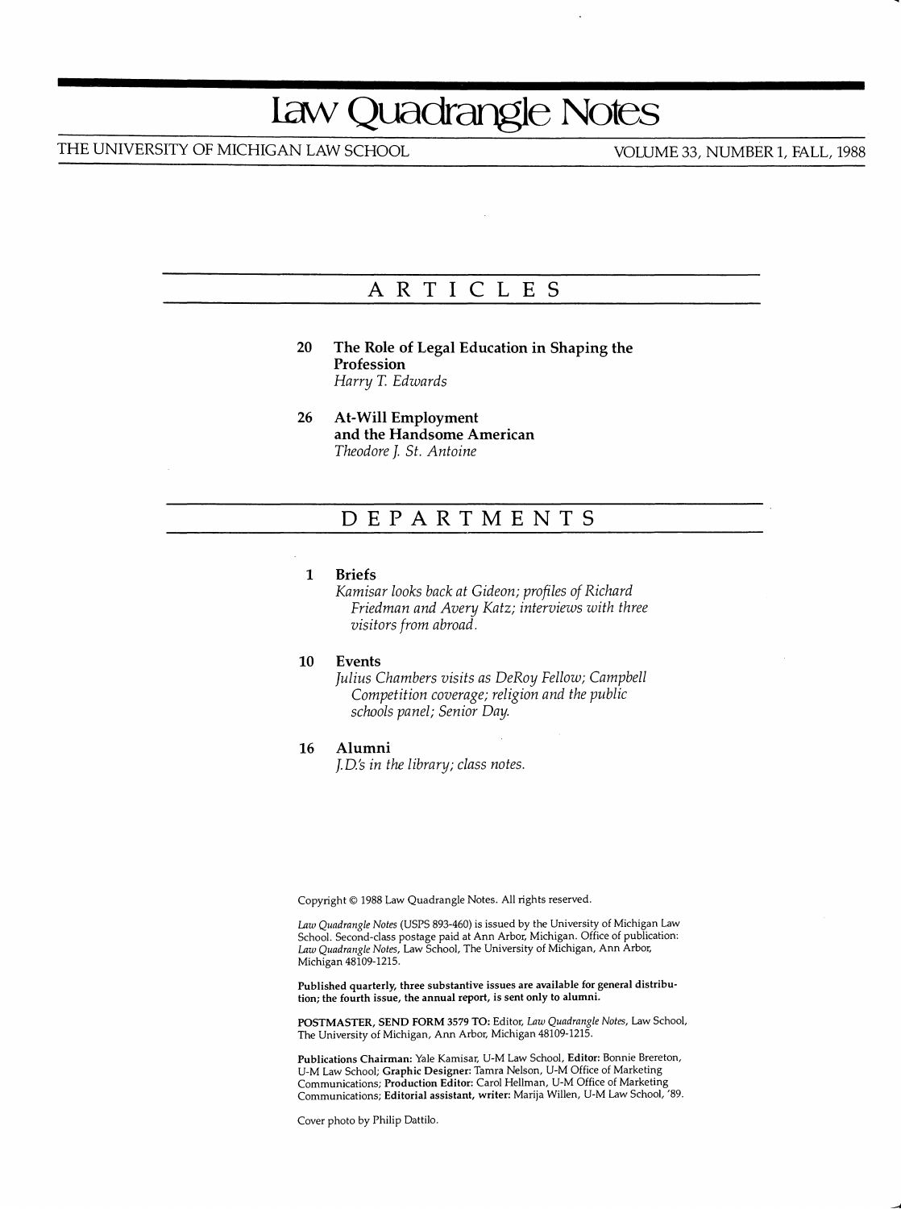# Law Quadrangle Notes

THE UNIVERSITY OF MICHIGAN LAW SCHOOL — VOLUME 33, NUMBER 1, FALL, 1988

## ARTICLES

20 **The Role of Legal Education in Shaping the Profession**
*Harry T. Edwards*

26 **At-Will Employment and the Handsome American**
*Theodore J. St. Antoine*

## DEPARTMENTS

1 **Briefs**
*Kamisar looks back at Gideon; profiles of Richard Friedman and Avery Katz; interviews with three visitors from abroad.*

10 **Events**
*Julius Chambers visits as DeRoy Fellow; Campbell Competition coverage; religion and the public schools panel; Senior Day.*

16 **Alumni**
*J.D.'s in the library; class notes.*

Copyright © 1988 Law Quadrangle Notes. All rights reserved.

*Law Quadrangle Notes* (USPS 893-460) is issued by the University of Michigan Law School. Second-class postage paid at Ann Arbor, Michigan. Office of publication: *Law Quadrangle Notes*, Law School, The University of Michigan, Ann Arbor, Michigan 48109-1215.

**Published quarterly, three substantive issues are available for general distribution; the fourth issue, the annual report, is sent only to alumni.**

**POSTMASTER, SEND FORM 3579 TO:** Editor, *Law Quadrangle Notes*, Law School, The University of Michigan, Ann Arbor, Michigan 48109-1215.

**Publications Chairman:** Yale Kamisar, U-M Law School, **Editor:** Bonnie Brereton, U-M Law School; **Graphic Designer:** Tamra Nelson, U-M Office of Marketing Communications; **Production Editor:** Carol Hellman, U-M Office of Marketing Communications; **Editorial assistant, writer:** Marija Willen, U-M Law School, '89.

Cover photo by Philip Dattilo.